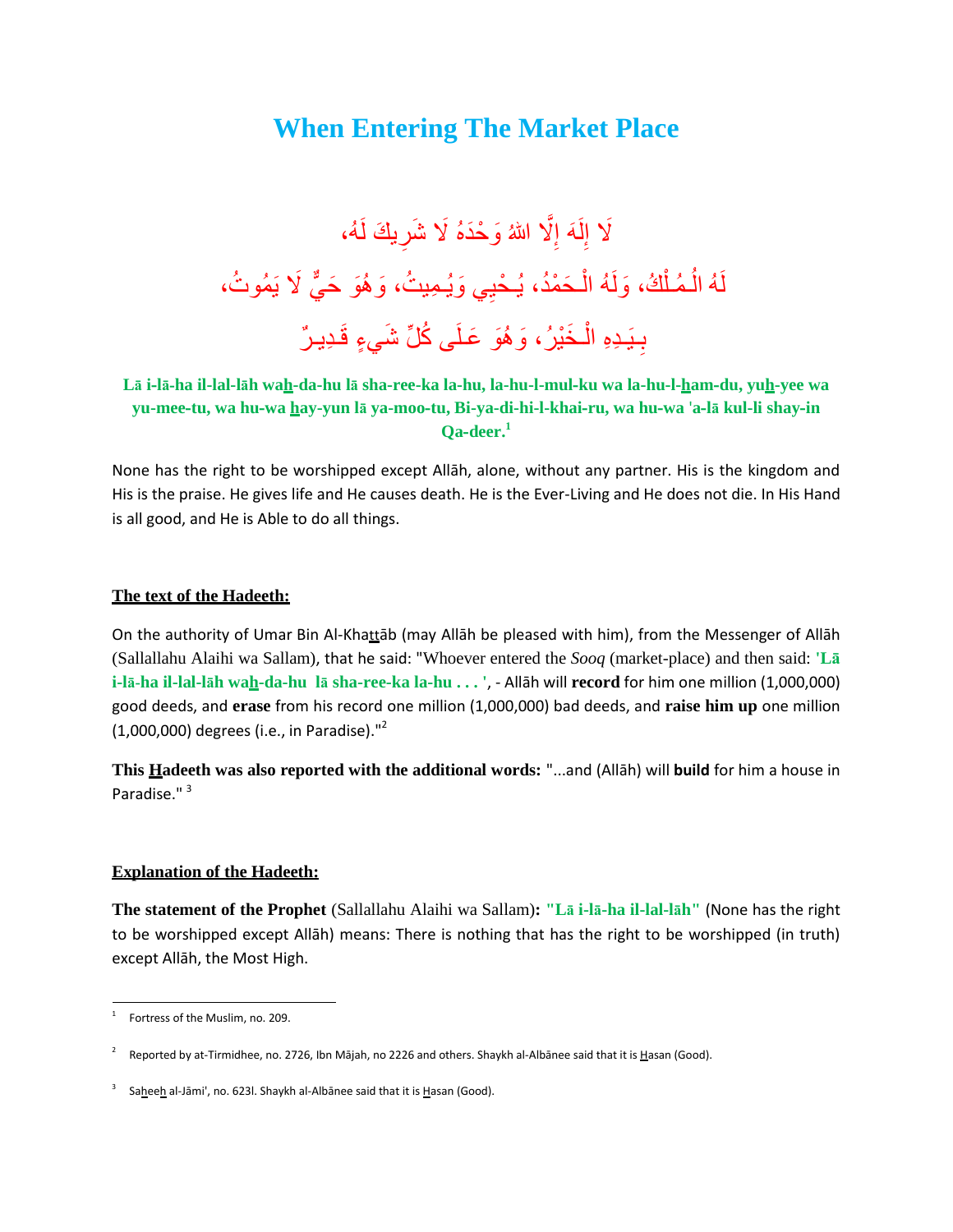# When Entering The Market Place

لَا إِلَهَ إِلَّا اللهُ وَحْدَهُ لَا شَرِيكَ لَهُ،

لَهُ الْمُلْكُ، وَلَهُ الْحَمْدُ، يُحْيِي وَيُمِيتُ، وَهُوَ حَيٌّ لَا يَمُوتُ،

بِيَدِهِ الْخَيْرُ، وَهُوَ عَلَى كُلِّ شَيءٍ قَدِيرٌ

**Lā i-lā-ha il-lal-lāh wah-da-hu lā sha-ree-ka la-hu, la-hu-l-mul-ku wa la-hu-l-ham-du, yuh-yee wa yu-mee-tu, wa hu-wa hay-yun lā ya-moo-tu, Bi-ya-di-hi-l-khai-ru, wa hu-wa 'a-lā kul-li shay-in Qa-deer.**[1]

None has the right to be worshipped except Allāh, alone, without any partner. His is the kingdom and His is the praise. He gives life and He causes death. He is the Ever-Living and He does not die. In His Hand is all good, and He is Able to do all things.

**The text of the Hadeeth:**

On the authority of Umar Bin Al-Khattāb (may Allāh be pleased with him), from the Messenger of Allāh (Sallallahu Alaihi wa Sallam), that he said: "Whoever entered the *Sooq* (market-place) and then said: **'Lā i-lā-ha il-lal-lāh wah-da-hu lā sha-ree-ka la-hu . . . '**, - Allāh will **record** for him one million (1,000,000) good deeds, and **erase** from his record one million (1,000,000) bad deeds, and **raise him up** one million (1,000,000) degrees (i.e., in Paradise)."[2]

**This Hadeeth was also reported with the additional words:** "...and (Allāh) will **build** for him a house in Paradise." [3]

**Explanation of the Hadeeth:**

**The statement of the Prophet** (Sallallahu Alaihi wa Sallam)**: "Lā i-lā-ha il-lal-lāh"** (None has the right to be worshipped except Allāh) means: There is nothing that has the right to be worshipped (in truth) except Allāh, the Most High.

---

[1] Fortress of the Muslim, no. 209.

[2] Reported by at-Tirmidhee, no. 2726, Ibn Mājah, no 2226 and others. Shaykh al-Albānee said that it is Hasan (Good).

[3] Saheeh al-Jāmi', no. 623I. Shaykh al-Albānee said that it is Hasan (Good).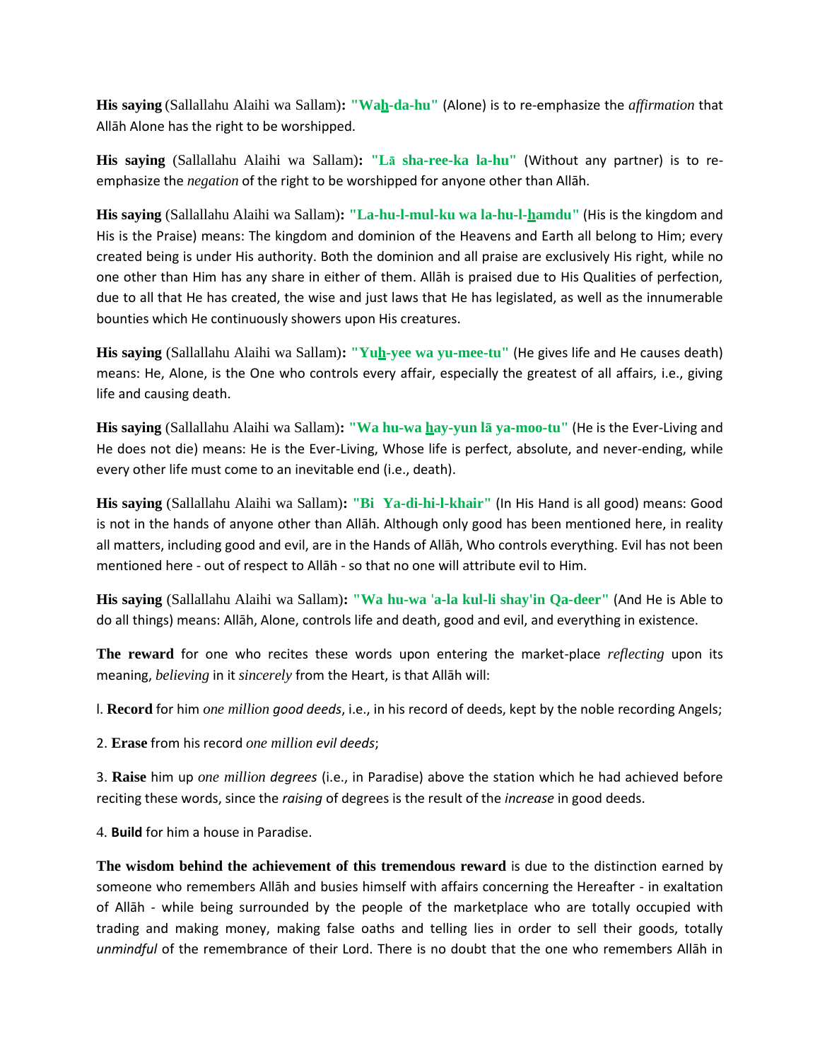**His saying** (Sallallahu Alaihi wa Sallam)**: "Wah-da-hu"** (Alone) is to re-emphasize the *affirmation* that Allāh Alone has the right to be worshipped.

**His saying** (Sallallahu Alaihi wa Sallam)**: "Lā sha-ree-ka la-hu"** (Without any partner) is to re-emphasize the *negation* of the right to be worshipped for anyone other than Allāh.

**His saying** (Sallallahu Alaihi wa Sallam)**: "La-hu-l-mul-ku wa la-hu-l-hamdu"** (His is the kingdom and His is the Praise) means: The kingdom and dominion of the Heavens and Earth all belong to Him; every created being is under His authority. Both the dominion and all praise are exclusively His right, while no one other than Him has any share in either of them. Allāh is praised due to His Qualities of perfection, due to all that He has created, the wise and just laws that He has legislated, as well as the innumerable bounties which He continuously showers upon His creatures.

**His saying** (Sallallahu Alaihi wa Sallam)**: "Yuh-yee wa yu-mee-tu"** (He gives life and He causes death) means: He, Alone, is the One who controls every affair, especially the greatest of all affairs, i.e., giving life and causing death.

**His saying** (Sallallahu Alaihi wa Sallam)**: "Wa hu-wa hay-yun lā ya-moo-tu"** (He is the Ever-Living and He does not die) means: He is the Ever-Living, Whose life is perfect, absolute, and never-ending, while every other life must come to an inevitable end (i.e., death).

**His saying** (Sallallahu Alaihi wa Sallam)**: "Bi Ya-di-hi-l-khair"** (In His Hand is all good) means: Good is not in the hands of anyone other than Allāh. Although only good has been mentioned here, in reality all matters, including good and evil, are in the Hands of Allāh, Who controls everything. Evil has not been mentioned here - out of respect to Allāh - so that no one will attribute evil to Him.

**His saying** (Sallallahu Alaihi wa Sallam)**: "Wa hu-wa 'a-la kul-li shay'in Qa-deer"** (And He is Able to do all things) means: Allāh, Alone, controls life and death, good and evil, and everything in existence.

**The reward** for one who recites these words upon entering the market-place *reflecting* upon its meaning, *believing* in it *sincerely* from the Heart, is that Allāh will:

1. **Record** for him *one million good deeds*, i.e., in his record of deeds, kept by the noble recording Angels;

2. **Erase** from his record *one million evil deeds*;

3. **Raise** him up *one million degrees* (i.e., in Paradise) above the station which he had achieved before reciting these words, since the *raising* of degrees is the result of the *increase* in good deeds.

4. **Build** for him a house in Paradise.

**The wisdom behind the achievement of this tremendous reward** is due to the distinction earned by someone who remembers Allāh and busies himself with affairs concerning the Hereafter - in exaltation of Allāh - while being surrounded by the people of the marketplace who are totally occupied with trading and making money, making false oaths and telling lies in order to sell their goods, totally *unmindful* of the remembrance of their Lord. There is no doubt that the one who remembers Allāh in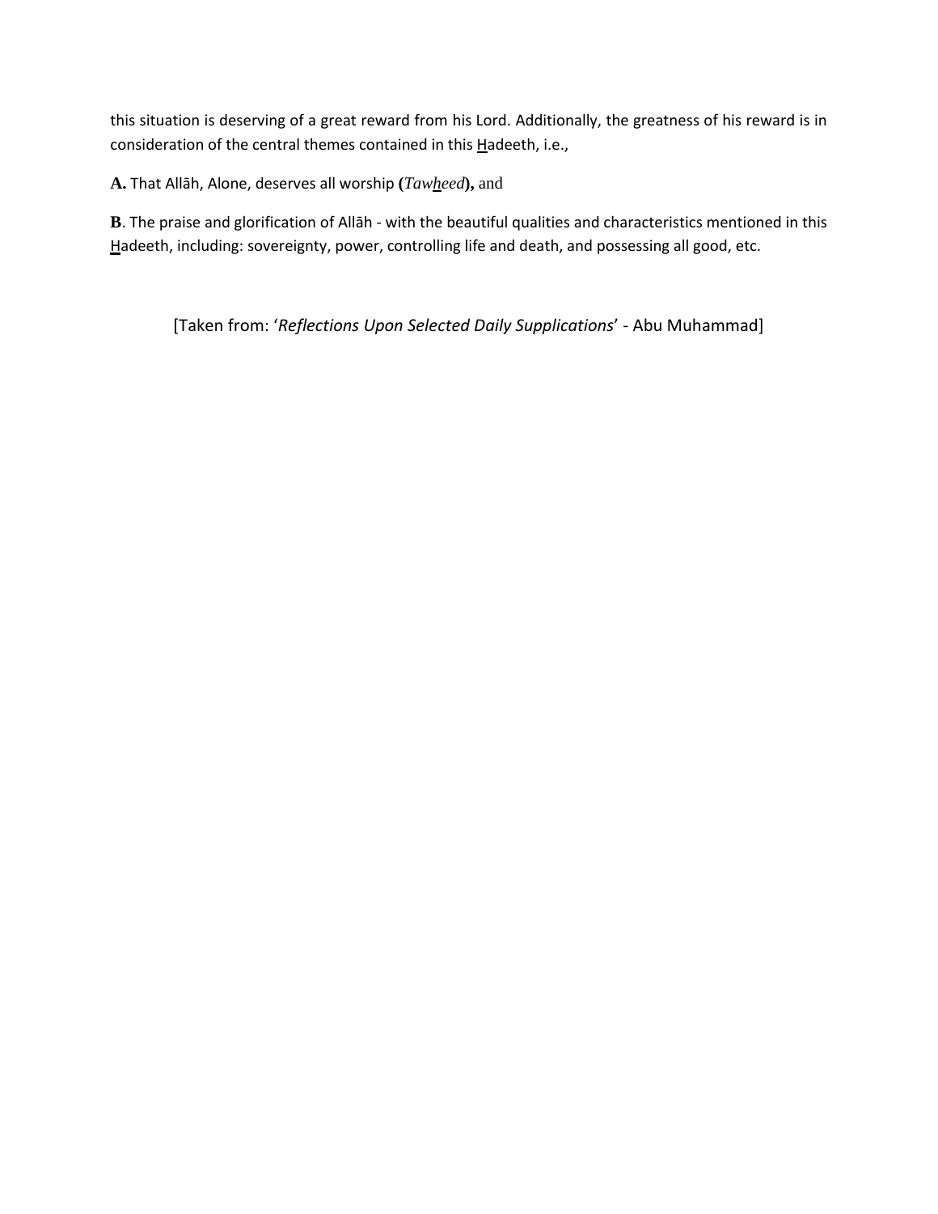this situation is deserving of a great reward from his Lord. Additionally, the greatness of his reward is in consideration of the central themes contained in this Hadeeth, i.e.,

**A.** That Allāh, Alone, deserves all worship **(***Tawheed***),** and

**B**. The praise and glorification of Allāh - with the beautiful qualities and characteristics mentioned in this Hadeeth, including: sovereignty, power, controlling life and death, and possessing all good, etc.

[Taken from: '*Reflections Upon Selected Daily Supplications*' - Abu Muhammad]